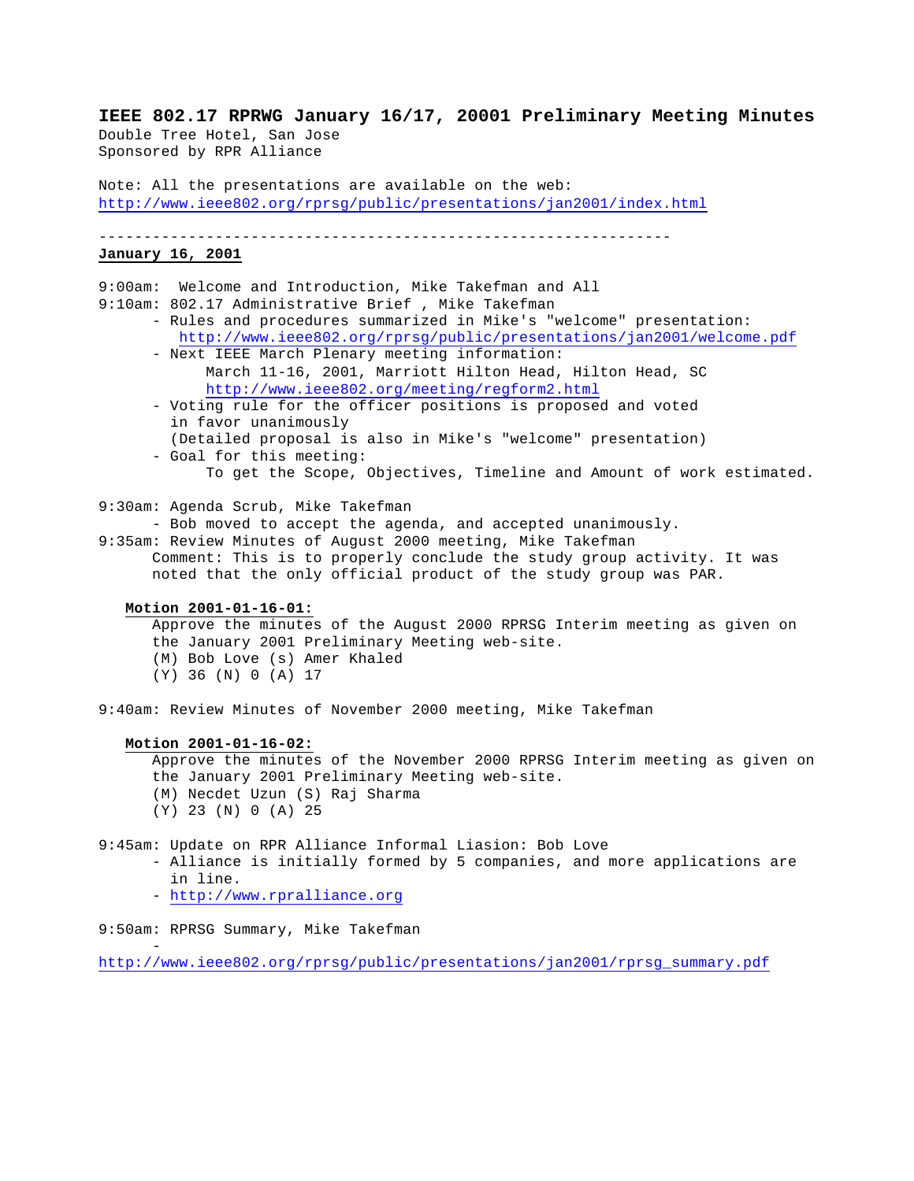# IEEE 802.17 RPRWG January 16/17, 20001 Preliminary Meeting Minutes

Double Tree Hotel, San Jose
Sponsored by RPR Alliance

Note: All the presentations are available on the web:
http://www.ieee802.org/rprsg/public/presentations/jan2001/index.html

---

## January 16, 2001

9:00am: Welcome and Introduction, Mike Takefman and All

9:10am: 802.17 Administrative Brief , Mike Takefman

- Rules and procedures summarized in Mike's "welcome" presentation: http://www.ieee802.org/rprsg/public/presentations/jan2001/welcome.pdf
- Next IEEE March Plenary meeting information:
  March 11-16, 2001, Marriott Hilton Head, Hilton Head, SC
  http://www.ieee802.org/meeting/regform2.html
- Voting rule for the officer positions is proposed and voted in favor unanimously
  (Detailed proposal is also in Mike's "welcome" presentation)
- Goal for this meeting:
  To get the Scope, Objectives, Timeline and Amount of work estimated.

9:30am: Agenda Scrub, Mike Takefman

- Bob moved to accept the agenda, and accepted unanimously.

9:35am: Review Minutes of August 2000 meeting, Mike Takefman

Comment: This is to properly conclude the study group activity. It was noted that the only official product of the study group was PAR.

**Motion 2001-01-16-01:**

Approve the minutes of the August 2000 RPRSG Interim meeting as given on the January 2001 Preliminary Meeting web-site.
(M) Bob Love (s) Amer Khaled
(Y) 36 (N) 0 (A) 17

9:40am: Review Minutes of November 2000 meeting, Mike Takefman

**Motion 2001-01-16-02:**

Approve the minutes of the November 2000 RPRSG Interim meeting as given on the January 2001 Preliminary Meeting web-site.
(M) Necdet Uzun (S) Raj Sharma
(Y) 23 (N) 0 (A) 25

9:45am: Update on RPR Alliance Informal Liasion: Bob Love

- Alliance is initially formed by 5 companies, and more applications are in line.
- http://www.rpralliance.org

9:50am: RPRSG Summary, Mike Takefman

- http://www.ieee802.org/rprsg/public/presentations/jan2001/rprsg_summary.pdf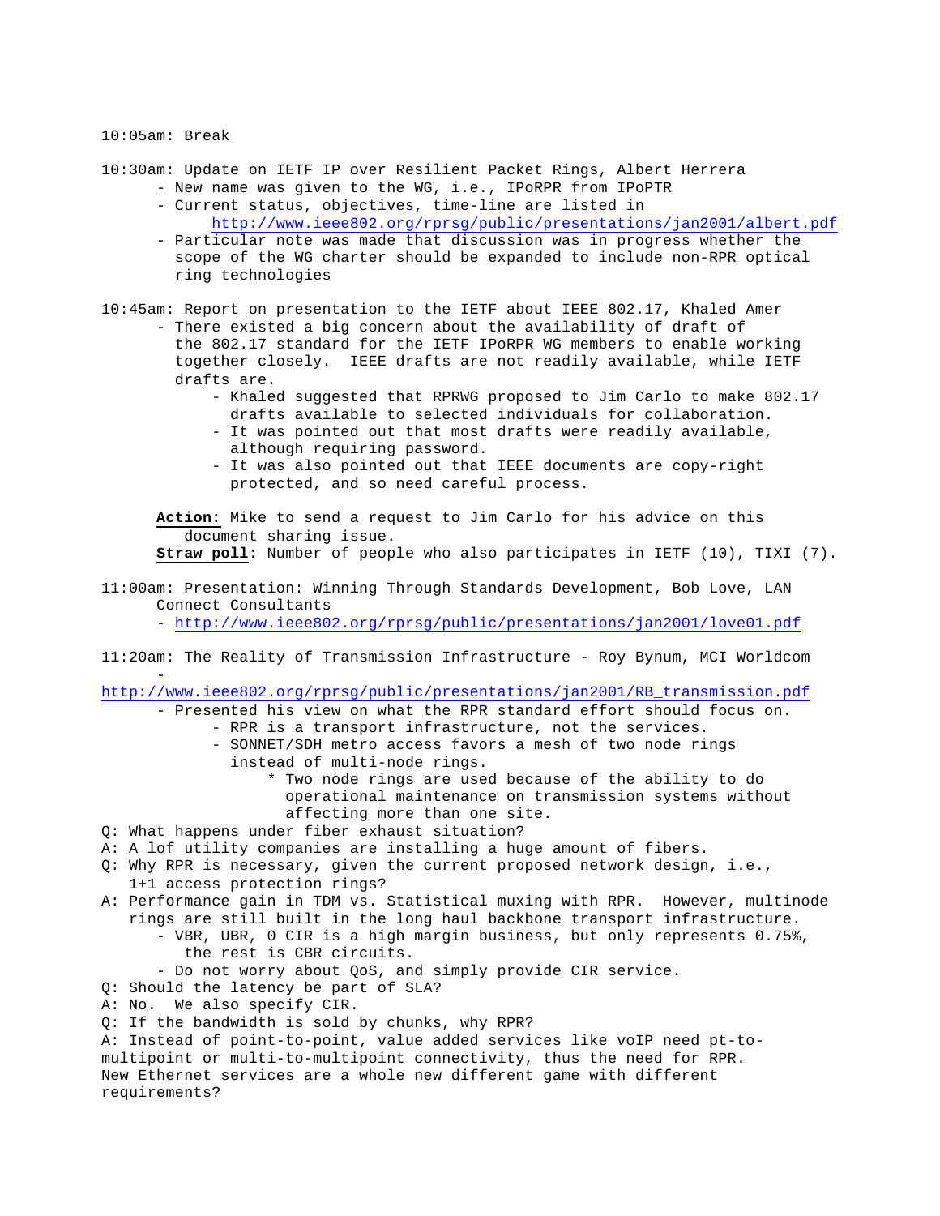10:05am: Break

10:30am: Update on IETF IP over Resilient Packet Rings, Albert Herrera

- New name was given to the WG, i.e., IPoRPR from IPoPTR
- Current status, objectives, time-line are listed in
  http://www.ieee802.org/rprsg/public/presentations/jan2001/albert.pdf
- Particular note was made that discussion was in progress whether the scope of the WG charter should be expanded to include non-RPR optical ring technologies

10:45am: Report on presentation to the IETF about IEEE 802.17, Khaled Amer

- There existed a big concern about the availability of draft of the 802.17 standard for the IETF IPoRPR WG members to enable working together closely. IEEE drafts are not readily available, while IETF drafts are.
  - Khaled suggested that RPRWG proposed to Jim Carlo to make 802.17 drafts available to selected individuals for collaboration.
  - It was pointed out that most drafts were readily available, although requiring password.
  - It was also pointed out that IEEE documents are copy-right protected, and so need careful process.

**Action:** Mike to send a request to Jim Carlo for his advice on this document sharing issue.
**Straw poll**: Number of people who also participates in IETF (10), TIXI (7).

11:00am: Presentation: Winning Through Standards Development, Bob Love, LAN Connect Consultants

- http://www.ieee802.org/rprsg/public/presentations/jan2001/love01.pdf

11:20am: The Reality of Transmission Infrastructure - Roy Bynum, MCI Worldcom - http://www.ieee802.org/rprsg/public/presentations/jan2001/RB_transmission.pdf

- Presented his view on what the RPR standard effort should focus on.
  - RPR is a transport infrastructure, not the services.
  - SONNET/SDH metro access favors a mesh of two node rings instead of multi-node rings.
    - Two node rings are used because of the ability to do operational maintenance on transmission systems without affecting more than one site.

Q: What happens under fiber exhaust situation?
A: A lof utility companies are installing a huge amount of fibers.
Q: Why RPR is necessary, given the current proposed network design, i.e., 1+1 access protection rings?
A: Performance gain in TDM vs. Statistical muxing with RPR. However, multinode rings are still built in the long haul backbone transport infrastructure.

- VBR, UBR, 0 CIR is a high margin business, but only represents 0.75%, the rest is CBR circuits.
- Do not worry about QoS, and simply provide CIR service.

Q: Should the latency be part of SLA?
A: No. We also specify CIR.
Q: If the bandwidth is sold by chunks, why RPR?
A: Instead of point-to-point, value added services like voIP need pt-to-multipoint or multi-to-multipoint connectivity, thus the need for RPR. New Ethernet services are a whole new different game with different requirements?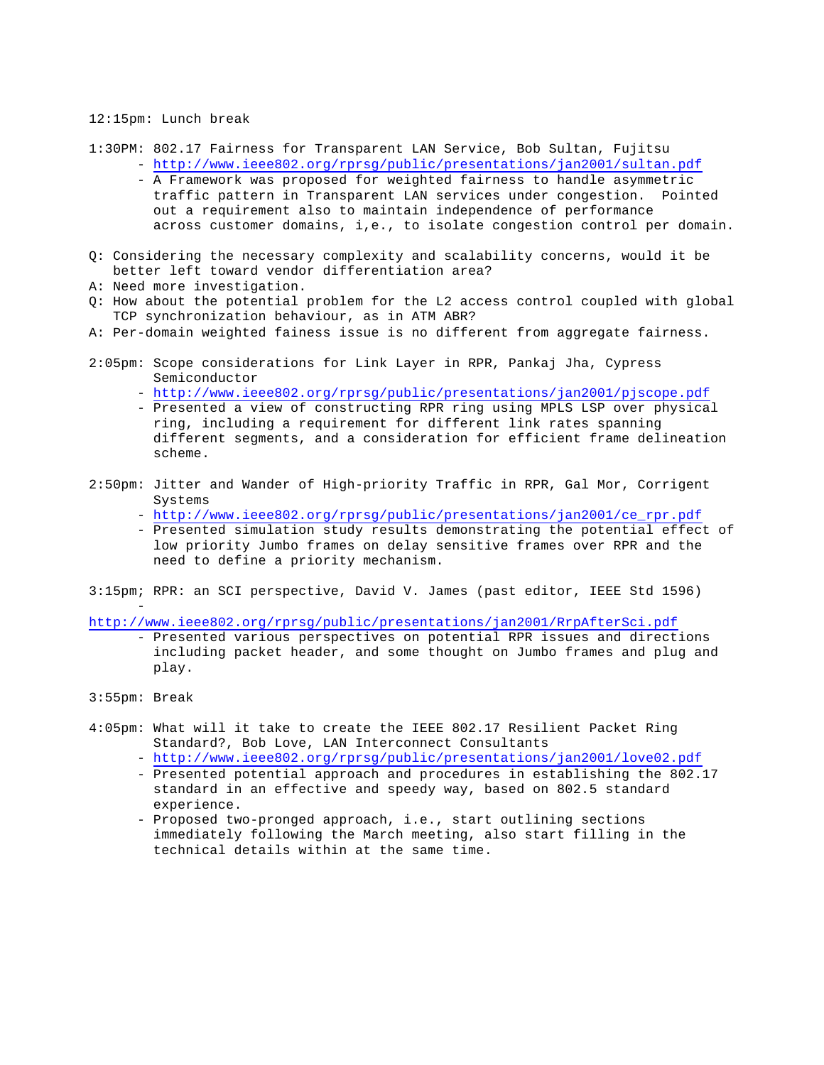12:15pm: Lunch break

1:30PM: 802.17 Fairness for Transparent LAN Service, Bob Sultan, Fujitsu
- http://www.ieee802.org/rprsg/public/presentations/jan2001/sultan.pdf
- A Framework was proposed for weighted fairness to handle asymmetric traffic pattern in Transparent LAN services under congestion. Pointed out a requirement also to maintain independence of performance across customer domains, i,e., to isolate congestion control per domain.

Q: Considering the necessary complexity and scalability concerns, would it be better left toward vendor differentiation area?
A: Need more investigation.
Q: How about the potential problem for the L2 access control coupled with global TCP synchronization behaviour, as in ATM ABR?
A: Per-domain weighted faIness issue is no different from aggregate fairness.

2:05pm: Scope considerations for Link Layer in RPR, Pankaj Jha, Cypress Semiconductor
- http://www.ieee802.org/rprsg/public/presentations/jan2001/pjscope.pdf
- Presented a view of constructing RPR ring using MPLS LSP over physical ring, including a requirement for different link rates spanning different segments, and a consideration for efficient frame delineation scheme.

2:50pm: Jitter and Wander of High-priority Traffic in RPR, Gal Mor, Corrigent Systems
- http://www.ieee802.org/rprsg/public/presentations/jan2001/ce_rpr.pdf
- Presented simulation study results demonstrating the potential effect of low priority Jumbo frames on delay sensitive frames over RPR and the need to define a priority mechanism.

3:15pm; RPR: an SCI perspective, David V. James (past editor, IEEE Std 1596)
- http://www.ieee802.org/rprsg/public/presentations/jan2001/RrpAfterSci.pdf
- Presented various perspectives on potential RPR issues and directions including packet header, and some thought on Jumbo frames and plug and play.

3:55pm: Break

4:05pm: What will it take to create the IEEE 802.17 Resilient Packet Ring Standard?, Bob Love, LAN Interconnect Consultants
- http://www.ieee802.org/rprsg/public/presentations/jan2001/love02.pdf
- Presented potential approach and procedures in establishing the 802.17 standard in an effective and speedy way, based on 802.5 standard experience.
- Proposed two-pronged approach, i.e., start outlining sections immediately following the March meeting, also start filling in the technical details within at the same time.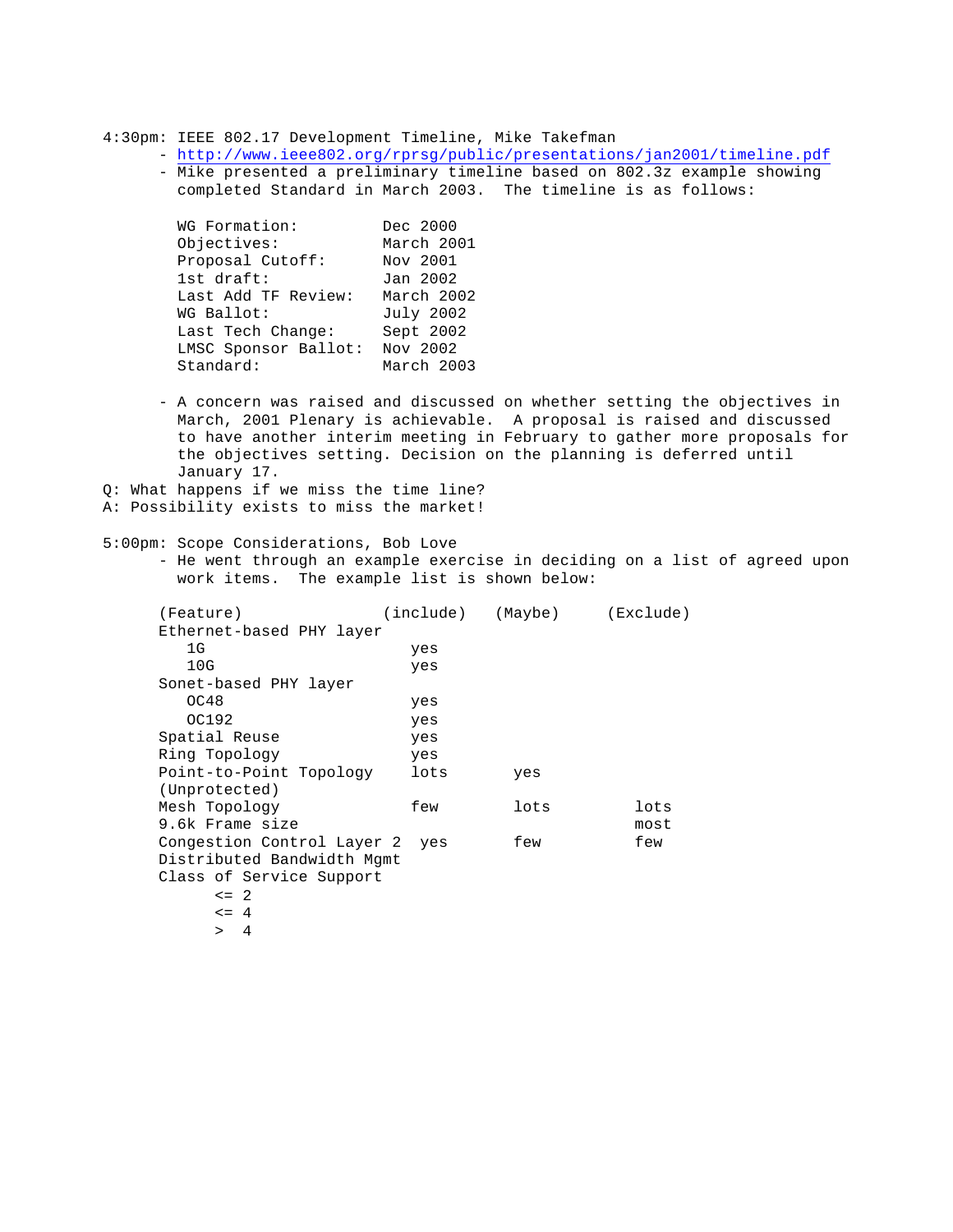4:30pm: IEEE 802.17 Development Timeline, Mike Takefman

- http://www.ieee802.org/rprsg/public/presentations/jan2001/timeline.pdf
- Mike presented a preliminary timeline based on 802.3z example showing completed Standard in March 2003. The timeline is as follows:

| | |
|---|---|
| WG Formation: | Dec 2000 |
| Objectives: | March 2001 |
| Proposal Cutoff: | Nov 2001 |
| 1st draft: | Jan 2002 |
| Last Add TF Review: | March 2002 |
| WG Ballot: | July 2002 |
| Last Tech Change: | Sept 2002 |
| LMSC Sponsor Ballot: | Nov 2002 |
| Standard: | March 2003 |

- A concern was raised and discussed on whether setting the objectives in March, 2001 Plenary is achievable. A proposal is raised and discussed to have another interim meeting in February to gather more proposals for the objectives setting. Decision on the planning is deferred until January 17.

Q: What happens if we miss the time line?
A: Possibility exists to miss the market!

5:00pm: Scope Considerations, Bob Love

- He went through an example exercise in deciding on a list of agreed upon work items. The example list is shown below:

| (Feature) | (include) | (Maybe) | (Exclude) |
|---|---|---|---|
| Ethernet-based PHY layer | | | |
| 1G | yes | | |
| 10G | yes | | |
| Sonet-based PHY layer | | | |
| OC48 | yes | | |
| OC192 | yes | | |
| Spatial Reuse | yes | | |
| Ring Topology | yes | | |
| Point-to-Point Topology (Unprotected) | lots | yes | |
| Mesh Topology | few | lots | lots |
| 9.6k Frame size | | | most |
| Congestion Control Layer 2 | yes | few | few |
| Distributed Bandwidth Mgmt | | | |
| Class of Service Support | | | |
| <= 2 | | | |
| <= 4 | | | |
| > 4 | | | |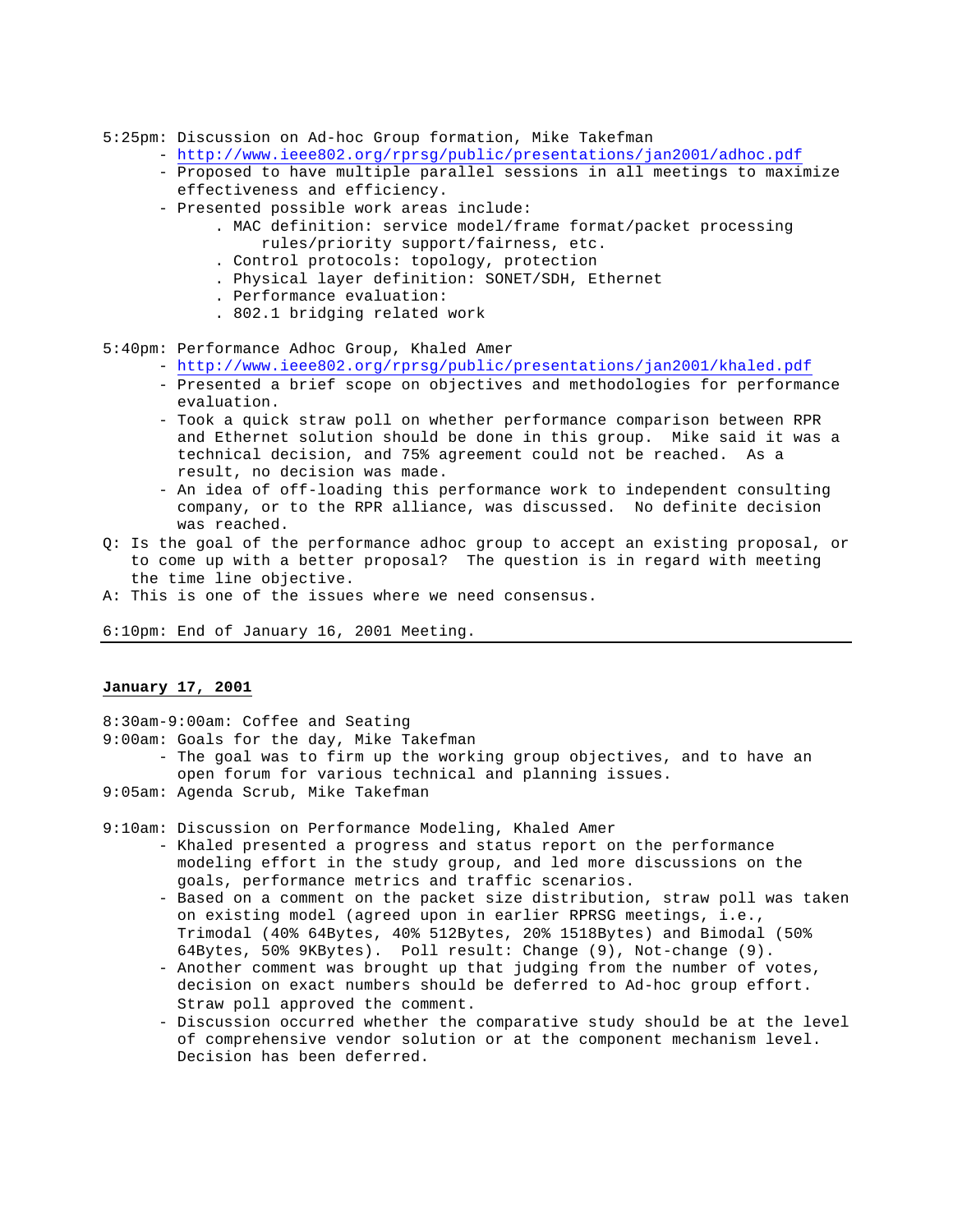5:25pm: Discussion on Ad-hoc Group formation, Mike Takefman

- http://www.ieee802.org/rprsg/public/presentations/jan2001/adhoc.pdf
- Proposed to have multiple parallel sessions in all meetings to maximize effectiveness and efficiency.
- Presented possible work areas include:
  - . MAC definition: service model/frame format/packet processing rules/priority support/fairness, etc.
  - . Control protocols: topology, protection
  - . Physical layer definition: SONET/SDH, Ethernet
  - . Performance evaluation:
  - . 802.1 bridging related work

5:40pm: Performance Adhoc Group, Khaled Amer

- http://www.ieee802.org/rprsg/public/presentations/jan2001/khaled.pdf
- Presented a brief scope on objectives and methodologies for performance evaluation.
- Took a quick straw poll on whether performance comparison between RPR and Ethernet solution should be done in this group. Mike said it was a technical decision, and 75% agreement could not be reached. As a result, no decision was made.
- An idea of off-loading this performance work to independent consulting company, or to the RPR alliance, was discussed. No definite decision was reached.

Q: Is the goal of the performance adhoc group to accept an existing proposal, or to come up with a better proposal? The question is in regard with meeting the time line objective.

A: This is one of the issues where we need consensus.

6:10pm: End of January 16, 2001 Meeting.

---

**January 17, 2001**

8:30am-9:00am: Coffee and Seating

9:00am: Goals for the day, Mike Takefman

- The goal was to firm up the working group objectives, and to have an open forum for various technical and planning issues.

9:05am: Agenda Scrub, Mike Takefman

9:10am: Discussion on Performance Modeling, Khaled Amer

- Khaled presented a progress and status report on the performance modeling effort in the study group, and led more discussions on the goals, performance metrics and traffic scenarios.
- Based on a comment on the packet size distribution, straw poll was taken on existing model (agreed upon in earlier RPRSG meetings, i.e., Trimodal (40% 64Bytes, 40% 512Bytes, 20% 1518Bytes) and Bimodal (50% 64Bytes, 50% 9KBytes). Poll result: Change (9), Not-change (9).
- Another comment was brought up that judging from the number of votes, decision on exact numbers should be deferred to Ad-hoc group effort. Straw poll approved the comment.
- Discussion occurred whether the comparative study should be at the level of comprehensive vendor solution or at the component mechanism level. Decision has been deferred.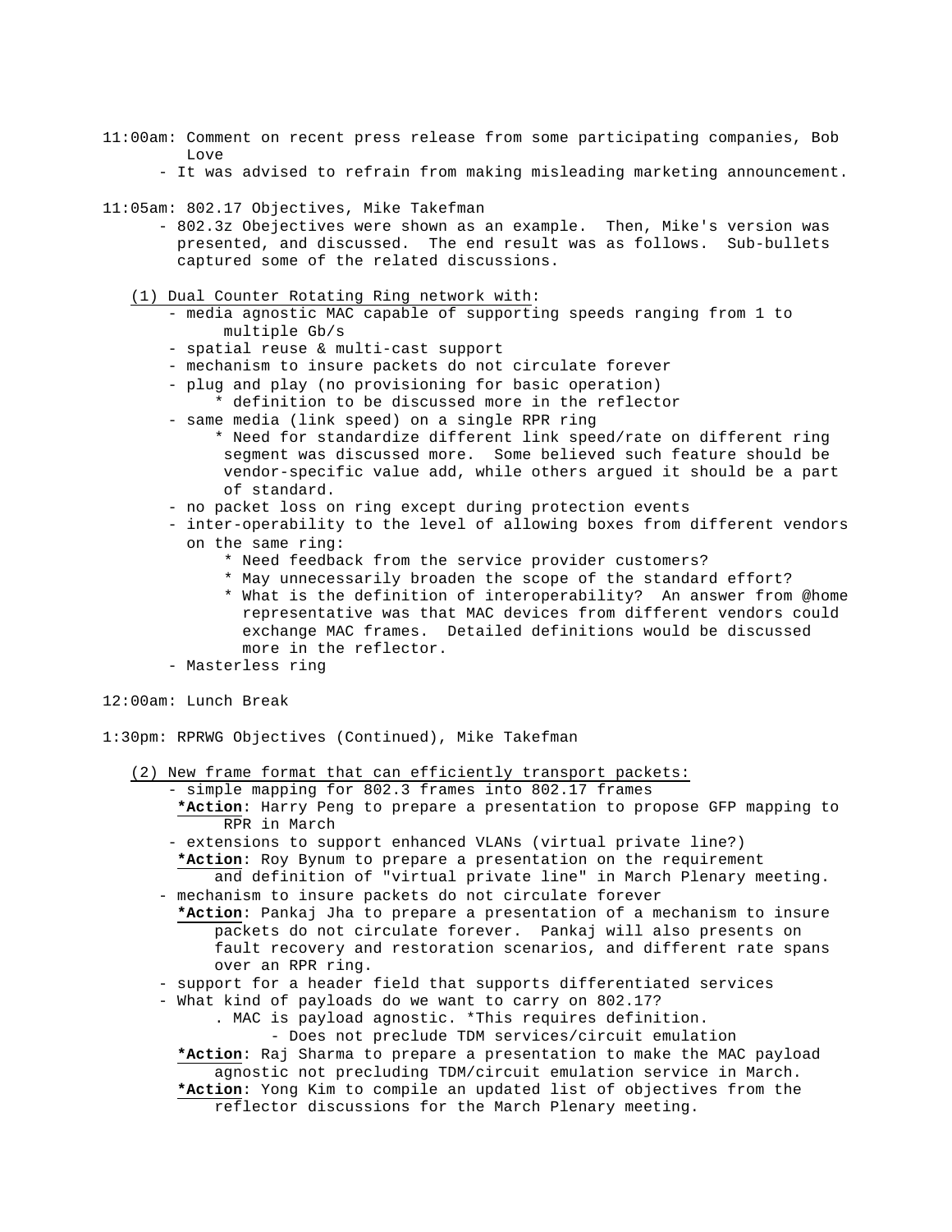11:00am: Comment on recent press release from some participating companies, Bob Love

- It was advised to refrain from making misleading marketing announcement.

11:05am: 802.17 Objectives, Mike Takefman

- 802.3z Obejectives were shown as an example. Then, Mike's version was presented, and discussed. The end result was as follows. Sub-bullets captured some of the related discussions.

(1) Dual Counter Rotating Ring network with:

- media agnostic MAC capable of supporting speeds ranging from 1 to multiple Gb/s
- spatial reuse & multi-cast support
- mechanism to insure packets do not circulate forever
- plug and play (no provisioning for basic operation)
  - * definition to be discussed more in the reflector
- same media (link speed) on a single RPR ring
  - * Need for standardize different link speed/rate on different ring segment was discussed more. Some believed such feature should be vendor-specific value add, while others argued it should be a part of standard.
- no packet loss on ring except during protection events
- inter-operability to the level of allowing boxes from different vendors on the same ring:
  - * Need feedback from the service provider customers?
  - * May unnecessarily broaden the scope of the standard effort?
  - * What is the definition of interoperability? An answer from @home representative was that MAC devices from different vendors could exchange MAC frames. Detailed definitions would be discussed more in the reflector.
- Masterless ring

12:00am: Lunch Break

1:30pm: RPRWG Objectives (Continued), Mike Takefman

(2) New frame format that can efficiently transport packets:

- simple mapping for 802.3 frames into 802.17 frames

  ***Action**: Harry Peng to prepare a presentation to propose GFP mapping to RPR in March
- extensions to support enhanced VLANs (virtual private line?)

  ***Action**: Roy Bynum to prepare a presentation on the requirement and definition of "virtual private line" in March Plenary meeting.
- mechanism to insure packets do not circulate forever

  ***Action**: Pankaj Jha to prepare a presentation of a mechanism to insure packets do not circulate forever. Pankaj will also presents on fault recovery and restoration scenarios, and different rate spans over an RPR ring.
- support for a header field that supports differentiated services
- What kind of payloads do we want to carry on 802.17?
  - . MAC is payload agnostic. *This requires definition.
    - Does not preclude TDM services/circuit emulation

  ***Action**: Raj Sharma to prepare a presentation to make the MAC payload agnostic not precluding TDM/circuit emulation service in March.

  ***Action**: Yong Kim to compile an updated list of objectives from the reflector discussions for the March Plenary meeting.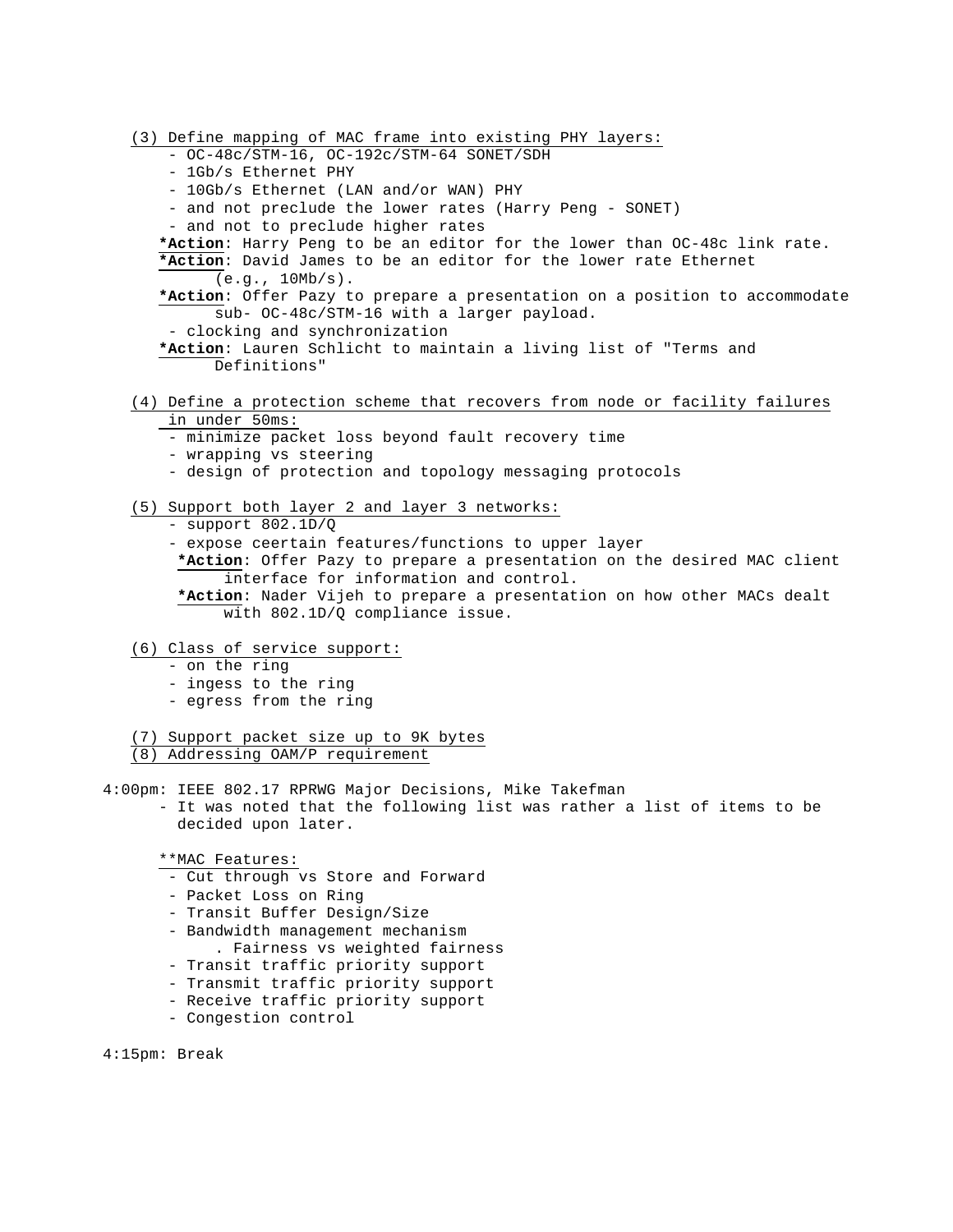(3) Define mapping of MAC frame into existing PHY layers:

- OC-48c/STM-16, OC-192c/STM-64 SONET/SDH
- 1Gb/s Ethernet PHY
- 10Gb/s Ethernet (LAN and/or WAN) PHY
- and not preclude the lower rates (Harry Peng - SONET)
- and not to preclude higher rates

***Action**: Harry Peng to be an editor for the lower than OC-48c link rate.

***Action**: David James to be an editor for the lower rate Ethernet (e.g., 10Mb/s).

***Action**: Offer Pazy to prepare a presentation on a position to accommodate sub- OC-48c/STM-16 with a larger payload.

- clocking and synchronization

***Action**: Lauren Schlicht to maintain a living list of "Terms and Definitions"

(4) Define a protection scheme that recovers from node or facility failures in under 50ms:

- minimize packet loss beyond fault recovery time
- wrapping vs steering
- design of protection and topology messaging protocols

(5) Support both layer 2 and layer 3 networks:

- support 802.1D/Q
- expose ceertain features/functions to upper layer

***Action**: Offer Pazy to prepare a presentation on the desired MAC client interface for information and control.

***Action**: Nader Vijeh to prepare a presentation on how other MACs dealt with 802.1D/Q compliance issue.

(6) Class of service support:

- on the ring
- ingess to the ring
- egress from the ring

(7) Support packet size up to 9K bytes

(8) Addressing OAM/P requirement

4:00pm: IEEE 802.17 RPRWG Major Decisions, Mike Takefman

- It was noted that the following list was rather a list of items to be decided upon later.

**MAC Features:

- Cut through vs Store and Forward
- Packet Loss on Ring
- Transit Buffer Design/Size
- Bandwidth management mechanism
  - . Fairness vs weighted fairness
- Transit traffic priority support
- Transmit traffic priority support
- Receive traffic priority support
- Congestion control

4:15pm: Break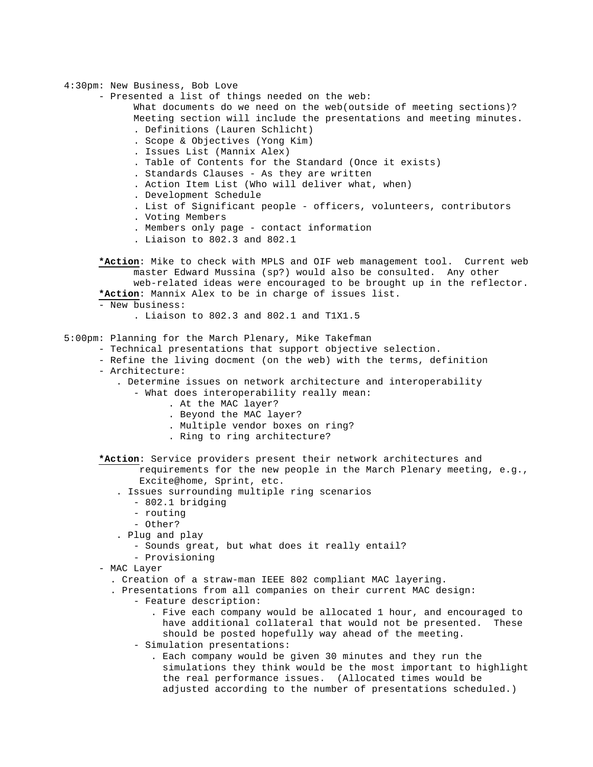4:30pm: New Business, Bob Love

- Presented a list of things needed on the web:
  What documents do we need on the web(outside of meeting sections)?
  Meeting section will include the presentations and meeting minutes.
  - . Definitions (Lauren Schlicht)
  - . Scope & Objectives (Yong Kim)
  - . Issues List (Mannix Alex)
  - . Table of Contents for the Standard (Once it exists)
  - . Standards Clauses - As they are written
  - . Action Item List (Who will deliver what, when)
  - . Development Schedule
  - . List of Significant people - officers, volunteers, contributors
  - . Voting Members
  - . Members only page - contact information
  - . Liaison to 802.3 and 802.1

**\*Action**: Mike to check with MPLS and OIF web management tool. Current web master Edward Mussina (sp?) would also be consulted. Any other web-related ideas were encouraged to be brought up in the reflector.

**\*Action**: Mannix Alex to be in charge of issues list.

- New business:
  - . Liaison to 802.3 and 802.1 and T1X1.5

5:00pm: Planning for the March Plenary, Mike Takefman

- Technical presentations that support objective selection.
- Refine the living docment (on the web) with the terms, definition
- Architecture:
  - . Determine issues on network architecture and interoperability
    - What does interoperability really mean:
      - . At the MAC layer?
      - . Beyond the MAC layer?
      - . Multiple vendor boxes on ring?
      - . Ring to ring architecture?

**\*Action**: Service providers present their network architectures and requirements for the new people in the March Plenary meeting, e.g., Excite@home, Sprint, etc.

  - . Issues surrounding multiple ring scenarios
    - 802.1 bridging
    - routing
    - Other?
  - . Plug and play
    - Sounds great, but what does it really entail?
    - Provisioning
- MAC Layer
  - . Creation of a straw-man IEEE 802 compliant MAC layering.
  - . Presentations from all companies on their current MAC design:
    - Feature description:
      - . Five each company would be allocated 1 hour, and encouraged to have additional collateral that would not be presented. These should be posted hopefully way ahead of the meeting.
    - Simulation presentations:
      - . Each company would be given 30 minutes and they run the simulations they think would be the most important to highlight the real performance issues. (Allocated times would be adjusted according to the number of presentations scheduled.)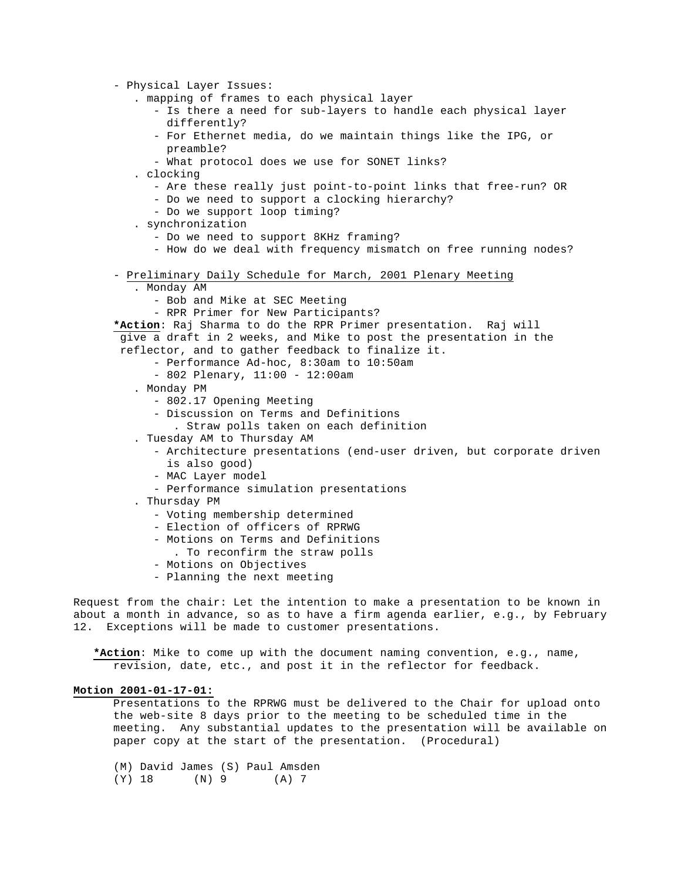- Physical Layer Issues:
  - . mapping of frames to each physical layer
    - Is there a need for sub-layers to handle each physical layer differently?
    - For Ethernet media, do we maintain things like the IPG, or preamble?
    - What protocol does we use for SONET links?
  - . clocking
    - Are these really just point-to-point links that free-run? OR
    - Do we need to support a clocking hierarchy?
    - Do we support loop timing?
  - . synchronization
    - Do we need to support 8KHz framing?
    - How do we deal with frequency mismatch on free running nodes?

- Preliminary Daily Schedule for March, 2001 Plenary Meeting
  - . Monday AM
    - Bob and Mike at SEC Meeting
    - RPR Primer for New Participants?

  **\*Action**: Raj Sharma to do the RPR Primer presentation. Raj will give a draft in 2 weeks, and Mike to post the presentation in the reflector, and to gather feedback to finalize it.

    - Performance Ad-hoc, 8:30am to 10:50am
    - 802 Plenary, 11:00 - 12:00am
  - . Monday PM
    - 802.17 Opening Meeting
    - Discussion on Terms and Definitions
      - . Straw polls taken on each definition
  - . Tuesday AM to Thursday AM
    - Architecture presentations (end-user driven, but corporate driven is also good)
    - MAC Layer model
    - Performance simulation presentations
  - . Thursday PM
    - Voting membership determined
    - Election of officers of RPRWG
    - Motions on Terms and Definitions
      - . To reconfirm the straw polls
    - Motions on Objectives
    - Planning the next meeting

Request from the chair: Let the intention to make a presentation to be known in about a month in advance, so as to have a firm agenda earlier, e.g., by February 12. Exceptions will be made to customer presentations.

**\*Action**: Mike to come up with the document naming convention, e.g., name, revision, date, etc., and post it in the reflector for feedback.

**Motion 2001-01-17-01:**

Presentations to the RPRWG must be delivered to the Chair for upload onto the web-site 8 days prior to the meeting to be scheduled time in the meeting. Any substantial updates to the presentation will be available on paper copy at the start of the presentation. (Procedural)

(M) David James (S) Paul Amsden
(Y) 18 (N) 9 (A) 7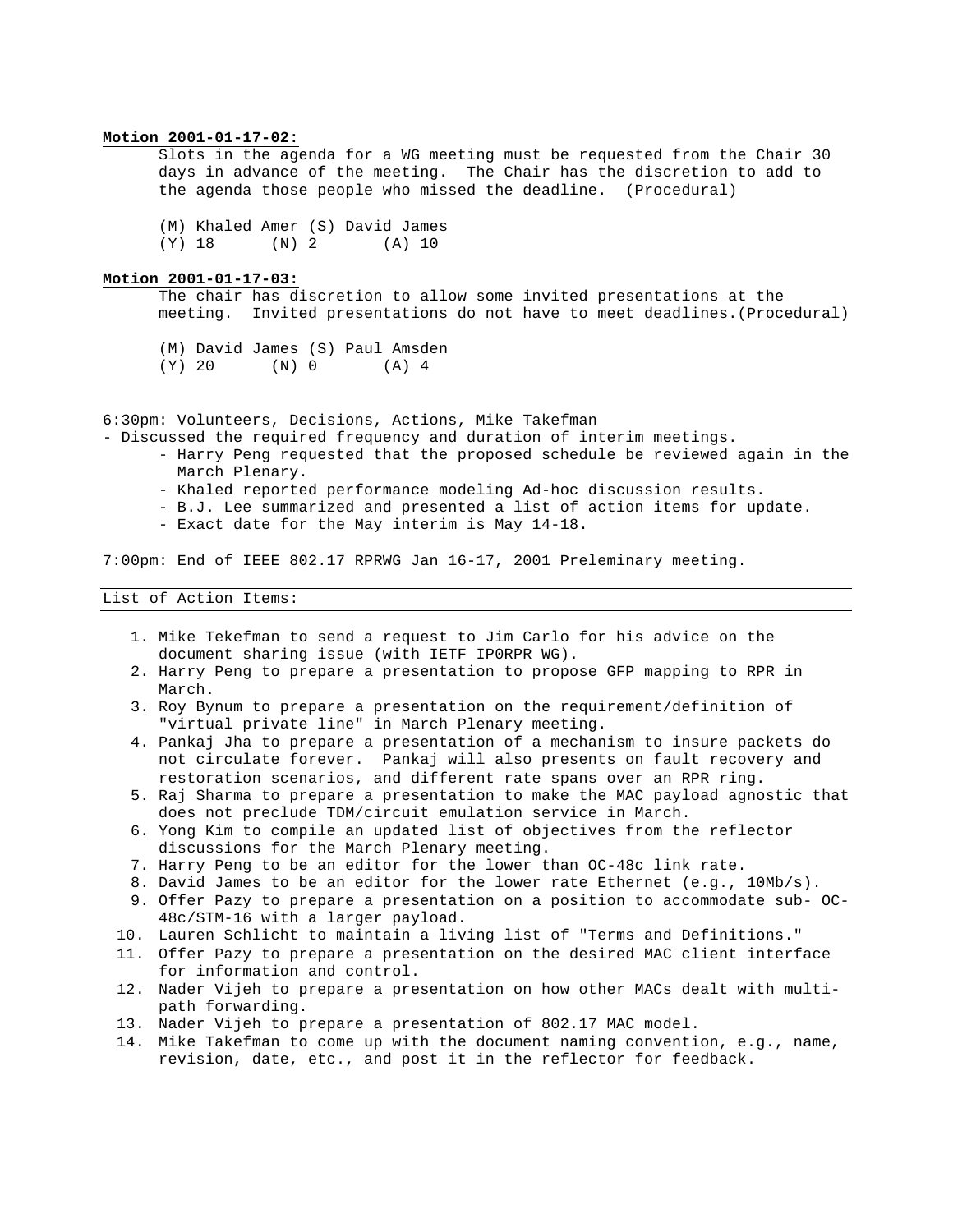**Motion 2001-01-17-02:**

Slots in the agenda for a WG meeting must be requested from the Chair 30 days in advance of the meeting. The Chair has the discretion to add to the agenda those people who missed the deadline. (Procedural)

(M) Khaled Amer (S) David James
(Y) 18 (N) 2 (A) 10

**Motion 2001-01-17-03:**

The chair has discretion to allow some invited presentations at the meeting. Invited presentations do not have to meet deadlines.(Procedural)

(M) David James (S) Paul Amsden
(Y) 20 (N) 0 (A) 4

6:30pm: Volunteers, Decisions, Actions, Mike Takefman

- Discussed the required frequency and duration of interim meetings.
  - Harry Peng requested that the proposed schedule be reviewed again in the March Plenary.
  - Khaled reported performance modeling Ad-hoc discussion results.
  - B.J. Lee summarized and presented a list of action items for update.
  - Exact date for the May interim is May 14-18.

7:00pm: End of IEEE 802.17 RPRWG Jan 16-17, 2001 Preleminary meeting.

List of Action Items:

1. Mike Tekefman to send a request to Jim Carlo for his advice on the document sharing issue (with IETF IP0RPR WG).
2. Harry Peng to prepare a presentation to propose GFP mapping to RPR in March.
3. Roy Bynum to prepare a presentation on the requirement/definition of "virtual private line" in March Plenary meeting.
4. Pankaj Jha to prepare a presentation of a mechanism to insure packets do not circulate forever. Pankaj will also presents on fault recovery and restoration scenarios, and different rate spans over an RPR ring.
5. Raj Sharma to prepare a presentation to make the MAC payload agnostic that does not preclude TDM/circuit emulation service in March.
6. Yong Kim to compile an updated list of objectives from the reflector discussions for the March Plenary meeting.
7. Harry Peng to be an editor for the lower than OC-48c link rate.
8. David James to be an editor for the lower rate Ethernet (e.g., 10Mb/s).
9. Offer Pazy to prepare a presentation on a position to accommodate sub- OC-48c/STM-16 with a larger payload.
10. Lauren Schlicht to maintain a living list of "Terms and Definitions."
11. Offer Pazy to prepare a presentation on the desired MAC client interface for information and control.
12. Nader Vijeh to prepare a presentation on how other MACs dealt with multi-path forwarding.
13. Nader Vijeh to prepare a presentation of 802.17 MAC model.
14. Mike Takefman to come up with the document naming convention, e.g., name, revision, date, etc., and post it in the reflector for feedback.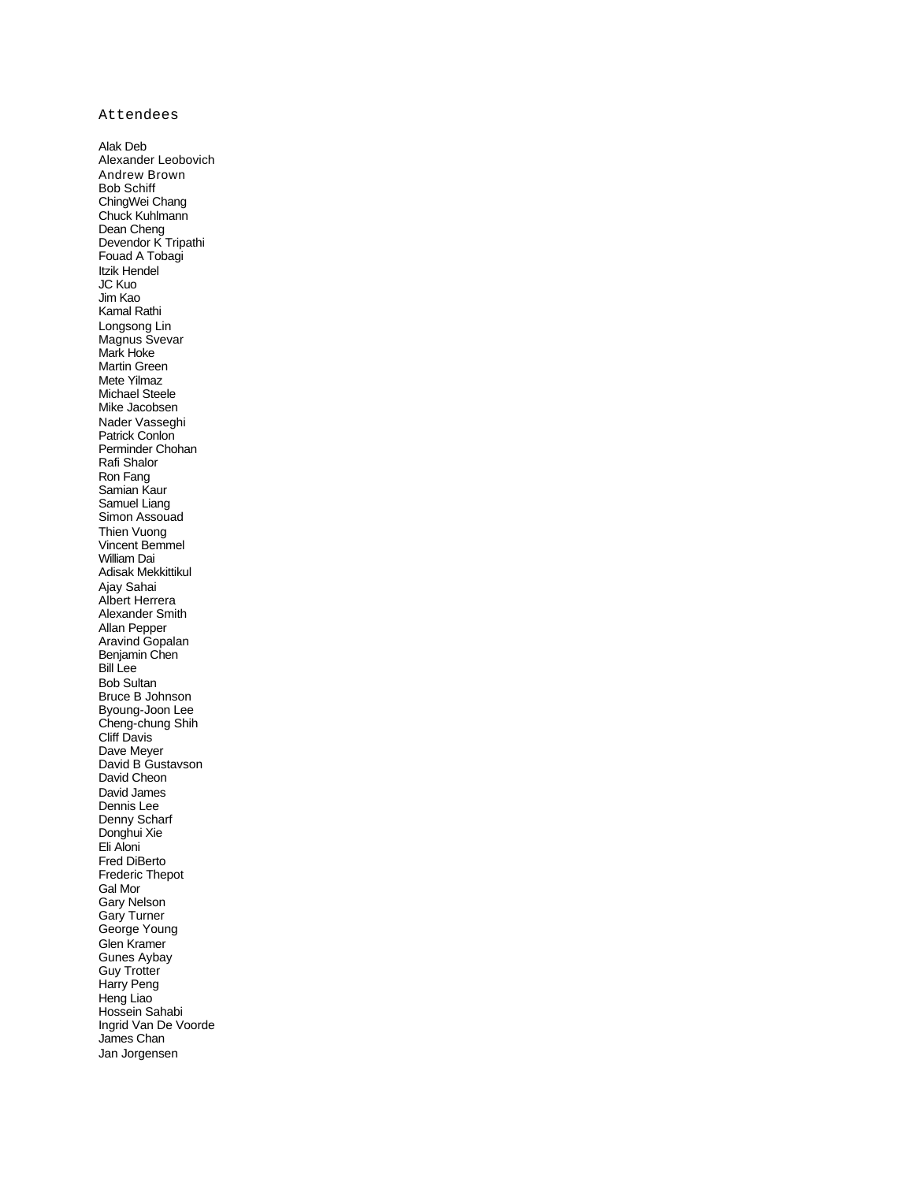Attendees

Alak Deb
Alexander Leobovich
Andrew Brown
Bob Schiff
ChingWei Chang
Chuck Kuhlmann
Dean Cheng
Devendor K Tripathi
Fouad A Tobagi
Itzik Hendel
JC Kuo
Jim Kao
Kamal Rathi
Longsong Lin
Magnus Svevar
Mark Hoke
Martin Green
Mete Yilmaz
Michael Steele
Mike Jacobsen
Nader Vasseghi
Patrick Conlon
Perminder Chohan
Rafi Shalor
Ron Fang
Samian Kaur
Samuel Liang
Simon Assouad
Thien Vuong
Vincent Bemmel
William Dai
Adisak Mekkittikul
Ajay Sahai
Albert Herrera
Alexander Smith
Allan Pepper
Aravind Gopalan
Benjamin Chen
Bill Lee
Bob Sultan
Bruce B Johnson
Byoung-Joon Lee
Cheng-chung Shih
Cliff Davis
Dave Meyer
David B Gustavson
David Cheon
David James
Dennis Lee
Denny Scharf
Donghui Xie
Eli Aloni
Fred DiBerto
Frederic Thepot
Gal Mor
Gary Nelson
Gary Turner
George Young
Glen Kramer
Gunes Aybay
Guy Trotter
Harry Peng
Heng Liao
Hossein Sahabi
Ingrid Van De Voorde
James Chan
Jan Jorgensen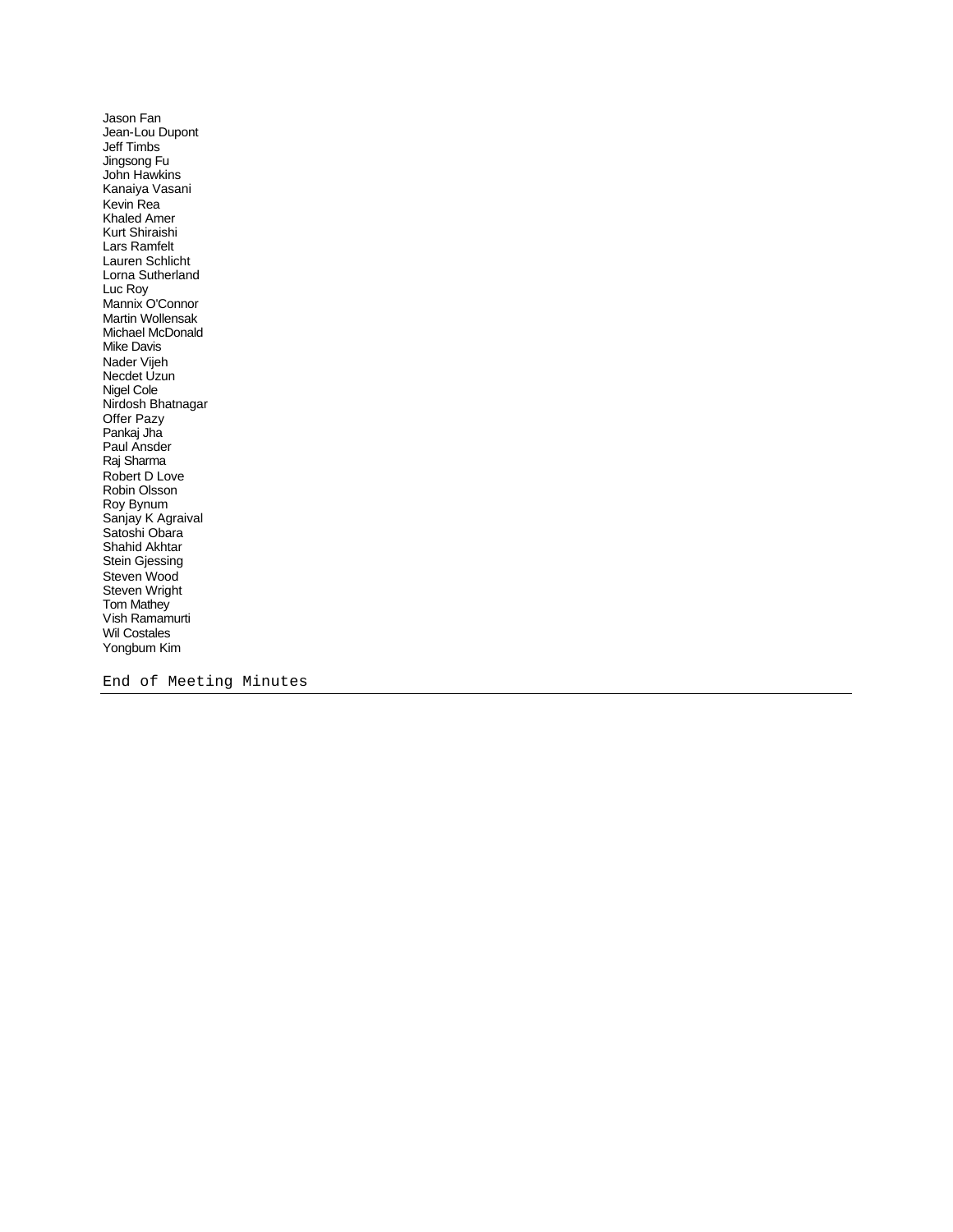Jason Fan
Jean-Lou Dupont
Jeff Timbs
Jingsong Fu
John Hawkins
Kanaiya Vasani
Kevin Rea
Khaled Amer
Kurt Shiraishi
Lars Ramfelt
Lauren Schlicht
Lorna Sutherland
Luc Roy
Mannix O'Connor
Martin Wollensak
Michael McDonald
Mike Davis
Nader Vijeh
Necdet Uzun
Nigel Cole
Nirdosh Bhatnagar
Offer Pazy
Pankaj Jha
Paul Ansder
Raj Sharma
Robert D Love
Robin Olsson
Roy Bynum
Sanjay K Agraival
Satoshi Obara
Shahid Akhtar
Stein Gjessing
Steven Wood
Steven Wright
Tom Mathey
Vish Ramamurti
Wil Costales
Yongbum Kim

End of Meeting Minutes

---